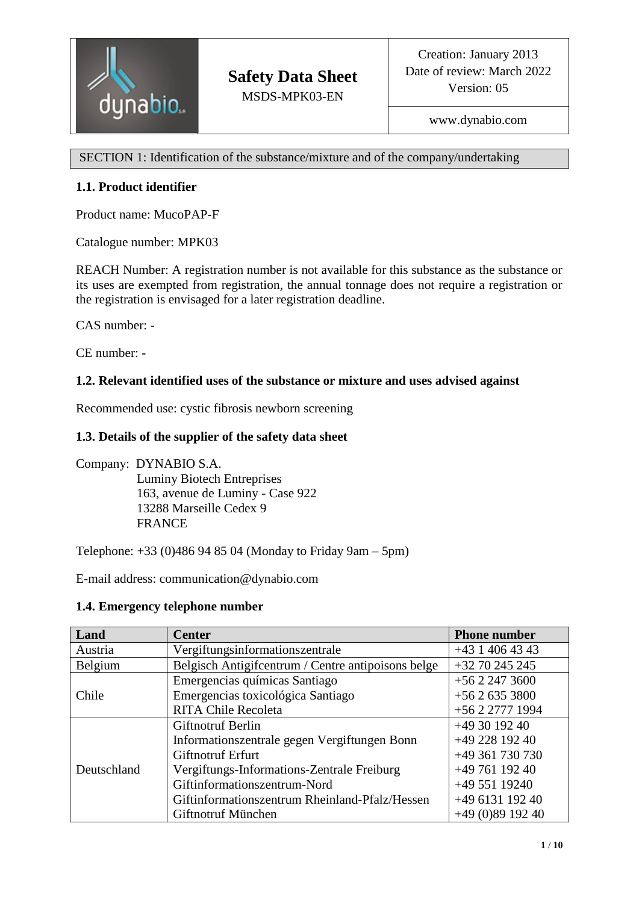| | Safety Data Sheet<br>MSDS-MPK03-EN | Creation: January 2013<br>Date of review: March 2022<br>Version: 05 |
|---|---|---|
| | | www.dynabio.com |

## SECTION 1: Identification of the substance/mixture and of the company/undertaking

### 1.1. Product identifier

Product name: MucoPAP-F

Catalogue number: MPK03

REACH Number: A registration number is not available for this substance as the substance or its uses are exempted from registration, the annual tonnage does not require a registration or the registration is envisaged for a later registration deadline.

CAS number: -

CE number: -

### 1.2. Relevant identified uses of the substance or mixture and uses advised against

Recommended use: cystic fibrosis newborn screening

### 1.3. Details of the supplier of the safety data sheet

Company: DYNABIO S.A.
Luminy Biotech Entreprises
163, avenue de Luminy - Case 922
13288 Marseille Cedex 9
FRANCE

Telephone: +33 (0)486 94 85 04 (Monday to Friday 9am – 5pm)

E-mail address: communication@dynabio.com

### 1.4. Emergency telephone number

| Land | Center | Phone number |
|---|---|---|
| Austria | Vergiftungsinformationszentrale | +43 1 406 43 43 |
| Belgium | Belgisch Antigifcentrum / Centre antipoisons belge | +32 70 245 245 |
| Chile | Emergencias químicas Santiago<br>Emergencias toxicológica Santiago<br>RITA Chile Recoleta | +56 2 247 3600<br>+56 2 635 3800<br>+56 2 2777 1994 |
| Deutschland | Giftnotruf Berlin<br>Informationszentrale gegen Vergiftungen Bonn<br>Giftnotruf Erfurt<br>Vergiftungs-Informations-Zentrale Freiburg<br>Giftinformationszentrum-Nord<br>Giftinformationszentrum Rheinland-Pfalz/Hessen<br>Giftnotruf München | +49 30 192 40<br>+49 228 192 40<br>+49 361 730 730<br>+49 761 192 40<br>+49 551 19240<br>+49 6131 192 40<br>+49 (0)89 192 40 |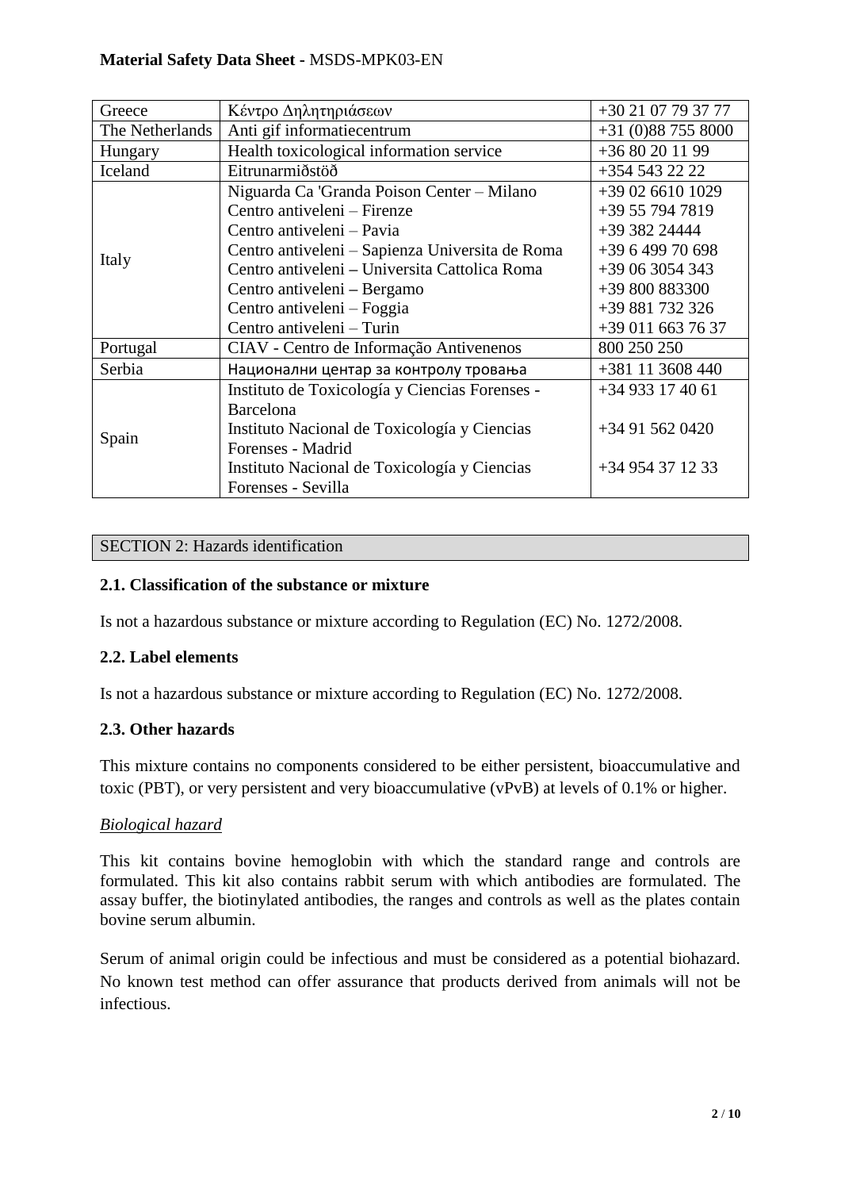| | | |
|---|---|---|
| Greece | Κέντρο Δηλητηριάσεων | +30 21 07 79 37 77 |
| The Netherlands | Anti gif informatiecentrum | +31 (0)88 755 8000 |
| Hungary | Health toxicological information service | +36 80 20 11 99 |
| Iceland | Eitrunarmiðstöð | +354 543 22 22 |
| Italy | Niguarda Ca 'Granda Poison Center – Milano<br>Centro antiveleni – Firenze<br>Centro antiveleni – Pavia<br>Centro antiveleni – Sapienza Universita de Roma<br>Centro antiveleni – Universita Cattolica Roma<br>Centro antiveleni – Bergamo<br>Centro antiveleni – Foggia<br>Centro antiveleni – Turin | +39 02 6610 1029<br>+39 55 794 7819<br>+39 382 24444<br>+39 6 499 70 698<br>+39 06 3054 343<br>+39 800 883300<br>+39 881 732 326<br>+39 011 663 76 37 |
| Portugal | CIAV - Centro de Informação Antivenenos | 800 250 250 |
| Serbia | Национални центар за контролу тровања | +381 11 3608 440 |
| Spain | Instituto de Toxicología y Ciencias Forenses - Barcelona<br>Instituto Nacional de Toxicología y Ciencias Forenses - Madrid<br>Instituto Nacional de Toxicología y Ciencias Forenses - Sevilla | +34 933 17 40 61<br>+34 91 562 0420<br>+34 954 37 12 33 |

## SECTION 2: Hazards identification

### 2.1. Classification of the substance or mixture

Is not a hazardous substance or mixture according to Regulation (EC) No. 1272/2008.

### 2.2. Label elements

Is not a hazardous substance or mixture according to Regulation (EC) No. 1272/2008.

### 2.3. Other hazards

This mixture contains no components considered to be either persistent, bioaccumulative and toxic (PBT), or very persistent and very bioaccumulative (vPvB) at levels of 0.1% or higher.

*Biological hazard*

This kit contains bovine hemoglobin with which the standard range and controls are formulated. This kit also contains rabbit serum with which antibodies are formulated. The assay buffer, the biotinylated antibodies, the ranges and controls as well as the plates contain bovine serum albumin.

Serum of animal origin could be infectious and must be considered as a potential biohazard. No known test method can offer assurance that products derived from animals will not be infectious.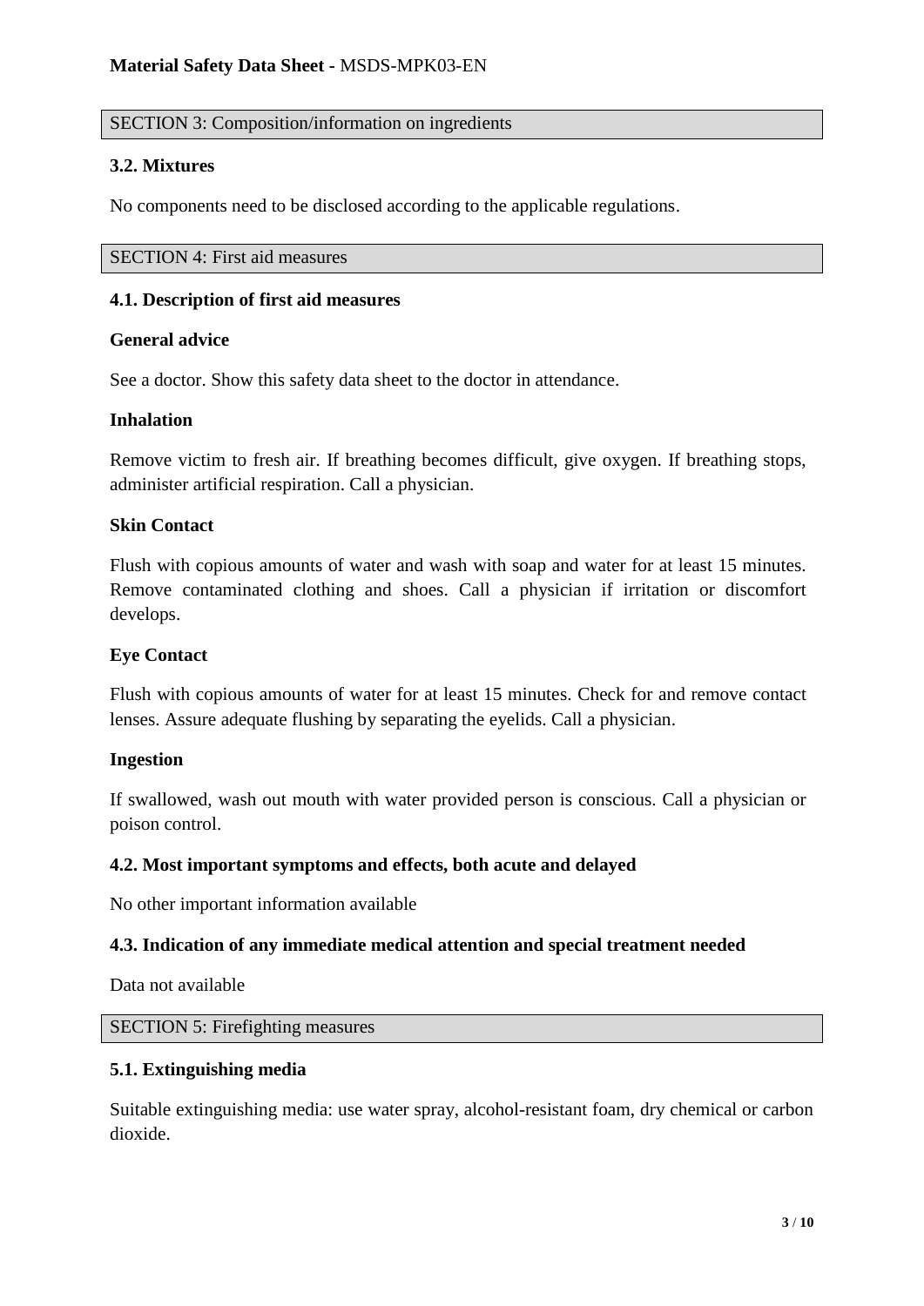## SECTION 3: Composition/information on ingredients

### 3.2. Mixtures

No components need to be disclosed according to the applicable regulations.

## SECTION 4: First aid measures

### 4.1. Description of first aid measures

**General advice**

See a doctor. Show this safety data sheet to the doctor in attendance.

**Inhalation**

Remove victim to fresh air. If breathing becomes difficult, give oxygen. If breathing stops, administer artificial respiration. Call a physician.

**Skin Contact**

Flush with copious amounts of water and wash with soap and water for at least 15 minutes. Remove contaminated clothing and shoes. Call a physician if irritation or discomfort develops.

**Eye Contact**

Flush with copious amounts of water for at least 15 minutes. Check for and remove contact lenses. Assure adequate flushing by separating the eyelids. Call a physician.

**Ingestion**

If swallowed, wash out mouth with water provided person is conscious. Call a physician or poison control.

### 4.2. Most important symptoms and effects, both acute and delayed

No other important information available

### 4.3. Indication of any immediate medical attention and special treatment needed

Data not available

## SECTION 5: Firefighting measures

### 5.1. Extinguishing media

Suitable extinguishing media: use water spray, alcohol-resistant foam, dry chemical or carbon dioxide.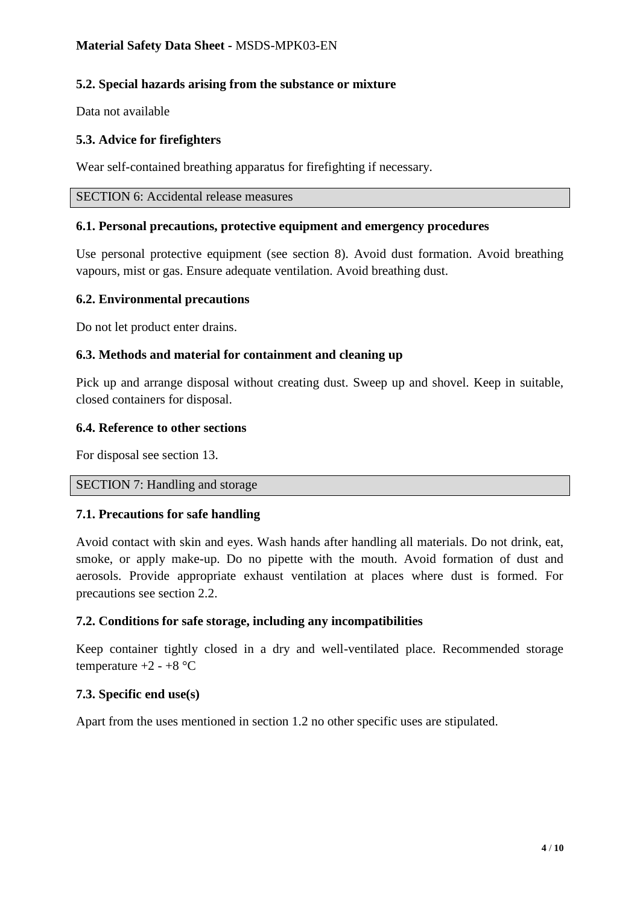### 5.2. Special hazards arising from the substance or mixture

Data not available

### 5.3. Advice for firefighters

Wear self-contained breathing apparatus for firefighting if necessary.

## SECTION 6: Accidental release measures

### 6.1. Personal precautions, protective equipment and emergency procedures

Use personal protective equipment (see section 8). Avoid dust formation. Avoid breathing vapours, mist or gas. Ensure adequate ventilation. Avoid breathing dust.

### 6.2. Environmental precautions

Do not let product enter drains.

### 6.3. Methods and material for containment and cleaning up

Pick up and arrange disposal without creating dust. Sweep up and shovel. Keep in suitable, closed containers for disposal.

### 6.4. Reference to other sections

For disposal see section 13.

## SECTION 7: Handling and storage

### 7.1. Precautions for safe handling

Avoid contact with skin and eyes. Wash hands after handling all materials. Do not drink, eat, smoke, or apply make-up. Do no pipette with the mouth. Avoid formation of dust and aerosols. Provide appropriate exhaust ventilation at places where dust is formed. For precautions see section 2.2.

### 7.2. Conditions for safe storage, including any incompatibilities

Keep container tightly closed in a dry and well-ventilated place. Recommended storage temperature +2 - +8 °C

### 7.3. Specific end use(s)

Apart from the uses mentioned in section 1.2 no other specific uses are stipulated.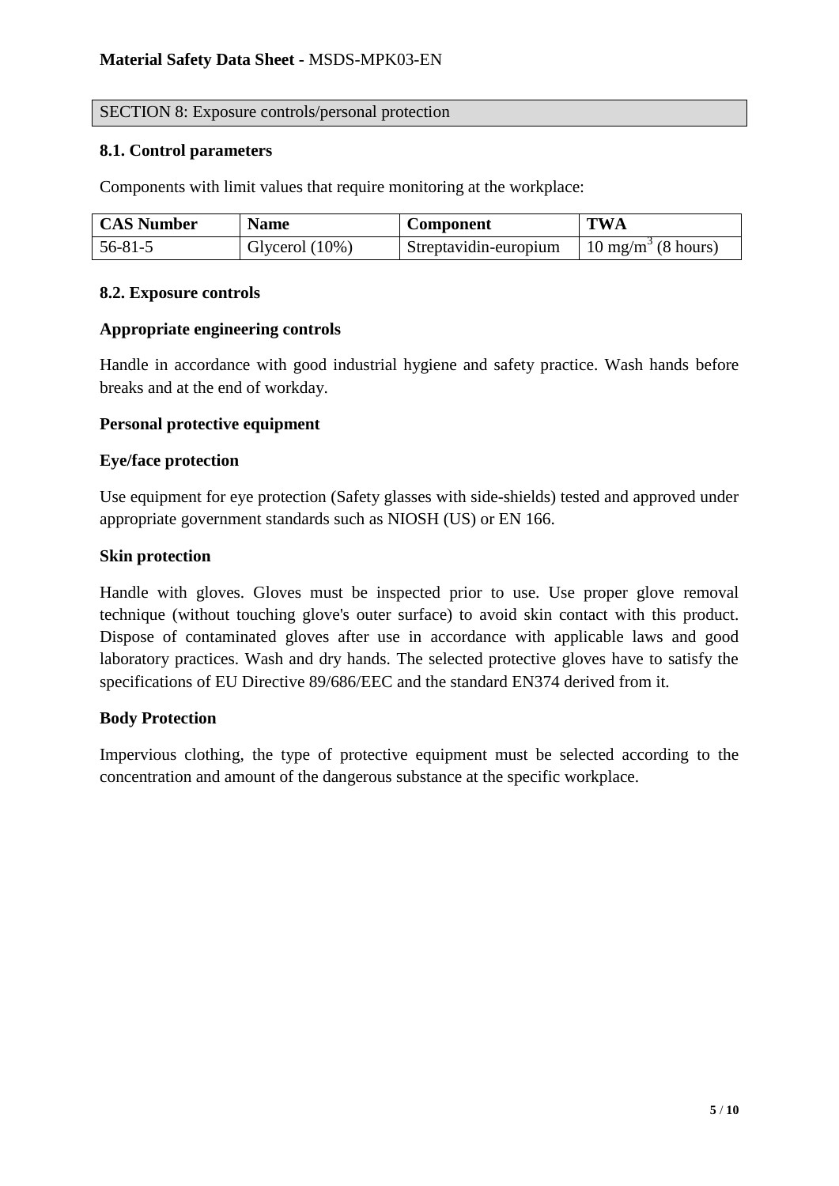## SECTION 8: Exposure controls/personal protection

### 8.1. Control parameters

Components with limit values that require monitoring at the workplace:

| CAS Number | Name | Component | TWA |
|---|---|---|---|
| 56-81-5 | Glycerol (10%) | Streptavidin-europium | 10 $mg/m^3$ (8 hours) |

### 8.2. Exposure controls

**Appropriate engineering controls**

Handle in accordance with good industrial hygiene and safety practice. Wash hands before breaks and at the end of workday.

**Personal protective equipment**

**Eye/face protection**

Use equipment for eye protection (Safety glasses with side-shields) tested and approved under appropriate government standards such as NIOSH (US) or EN 166.

**Skin protection**

Handle with gloves. Gloves must be inspected prior to use. Use proper glove removal technique (without touching glove's outer surface) to avoid skin contact with this product. Dispose of contaminated gloves after use in accordance with applicable laws and good laboratory practices. Wash and dry hands. The selected protective gloves have to satisfy the specifications of EU Directive 89/686/EEC and the standard EN374 derived from it.

**Body Protection**

Impervious clothing, the type of protective equipment must be selected according to the concentration and amount of the dangerous substance at the specific workplace.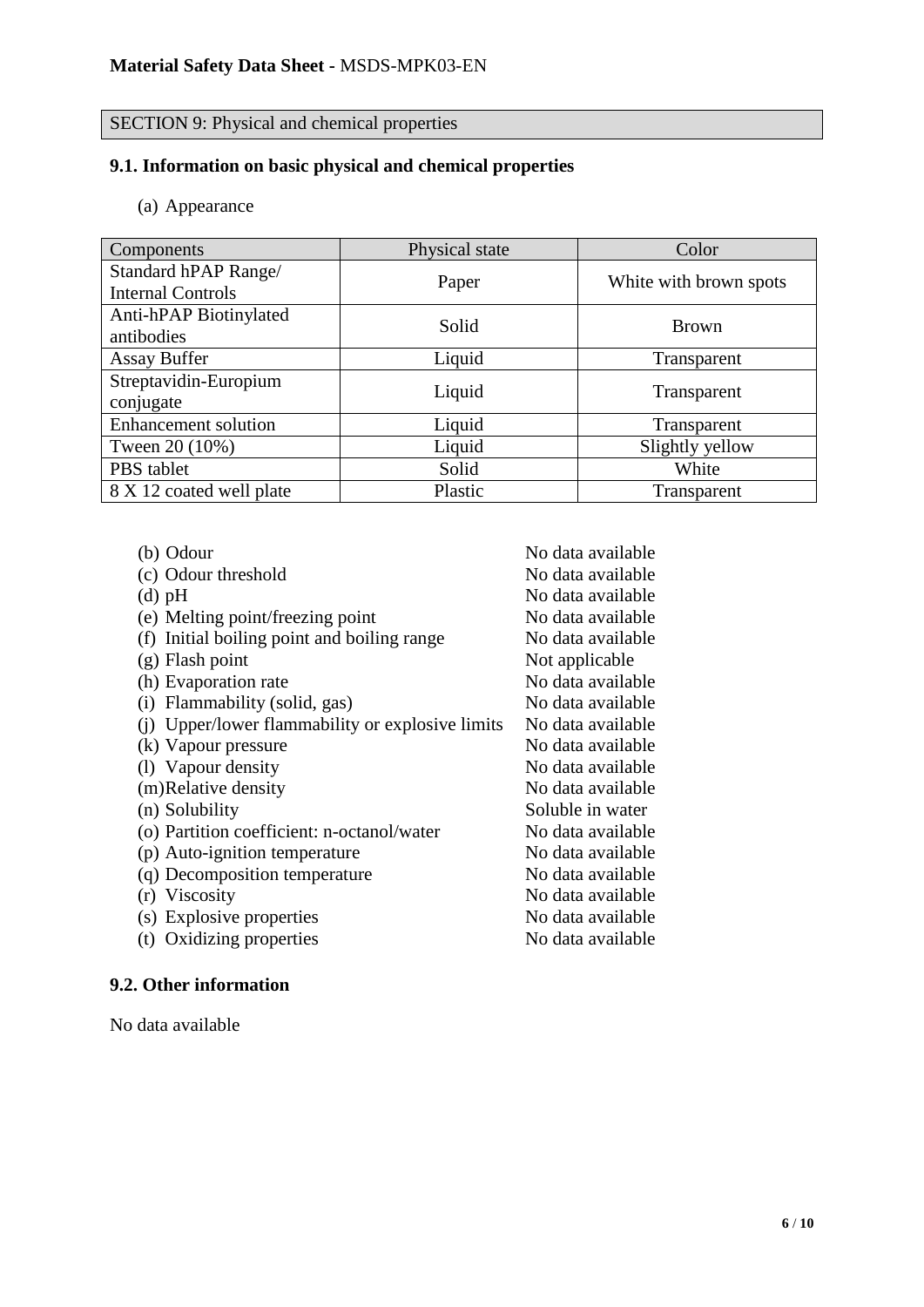**Material Safety Data Sheet -** MSDS-MPK03-EN

## SECTION 9: Physical and chemical properties

### 9.1. Information on basic physical and chemical properties

(a) Appearance

| Components | Physical state | Color |
|---|---|---|
| Standard hPAP Range/ Internal Controls | Paper | White with brown spots |
| Anti-hPAP Biotinylated antibodies | Solid | Brown |
| Assay Buffer | Liquid | Transparent |
| Streptavidin-Europium conjugate | Liquid | Transparent |
| Enhancement solution | Liquid | Transparent |
| Tween 20 (10%) | Liquid | Slightly yellow |
| PBS tablet | Solid | White |
| 8 X 12 coated well plate | Plastic | Transparent |

| | |
|---|---|
| (b) Odour | No data available |
| (c) Odour threshold | No data available |
| (d) pH | No data available |
| (e) Melting point/freezing point | No data available |
| (f) Initial boiling point and boiling range | No data available |
| (g) Flash point | Not applicable |
| (h) Evaporation rate | No data available |
| (i) Flammability (solid, gas) | No data available |
| (j) Upper/lower flammability or explosive limits | No data available |
| (k) Vapour pressure | No data available |
| (l) Vapour density | No data available |
| (m) Relative density | No data available |
| (n) Solubility | Soluble in water |
| (o) Partition coefficient: n-octanol/water | No data available |
| (p) Auto-ignition temperature | No data available |
| (q) Decomposition temperature | No data available |
| (r) Viscosity | No data available |
| (s) Explosive properties | No data available |
| (t) Oxidizing properties | No data available |

### 9.2. Other information

No data available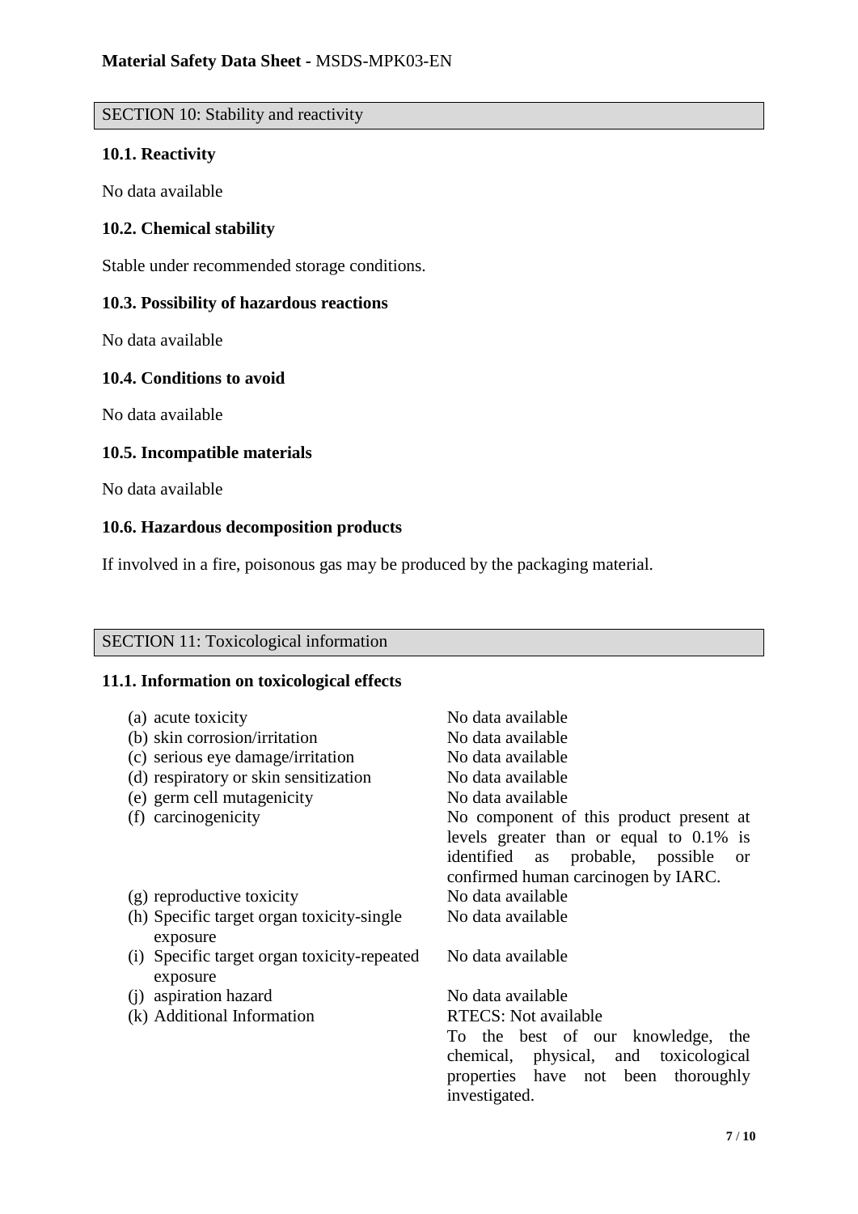## SECTION 10: Stability and reactivity

### 10.1. Reactivity

No data available

### 10.2. Chemical stability

Stable under recommended storage conditions.

### 10.3. Possibility of hazardous reactions

No data available

### 10.4. Conditions to avoid

No data available

### 10.5. Incompatible materials

No data available

### 10.6. Hazardous decomposition products

If involved in a fire, poisonous gas may be produced by the packaging material.

## SECTION 11: Toxicological information

### 11.1. Information on toxicological effects

| | |
|---|---|
| (a) acute toxicity | No data available |
| (b) skin corrosion/irritation | No data available |
| (c) serious eye damage/irritation | No data available |
| (d) respiratory or skin sensitization | No data available |
| (e) germ cell mutagenicity | No data available |
| (f) carcinogenicity | No component of this product present at levels greater than or equal to 0.1% is identified as probable, possible or confirmed human carcinogen by IARC. |
| (g) reproductive toxicity | No data available |
| (h) Specific target organ toxicity-single exposure | No data available |
| (i) Specific target organ toxicity-repeated exposure | No data available |
| (j) aspiration hazard | No data available |
| (k) Additional Information | RTECS: Not available<br>To the best of our knowledge, the chemical, physical, and toxicological properties have not been thoroughly investigated. |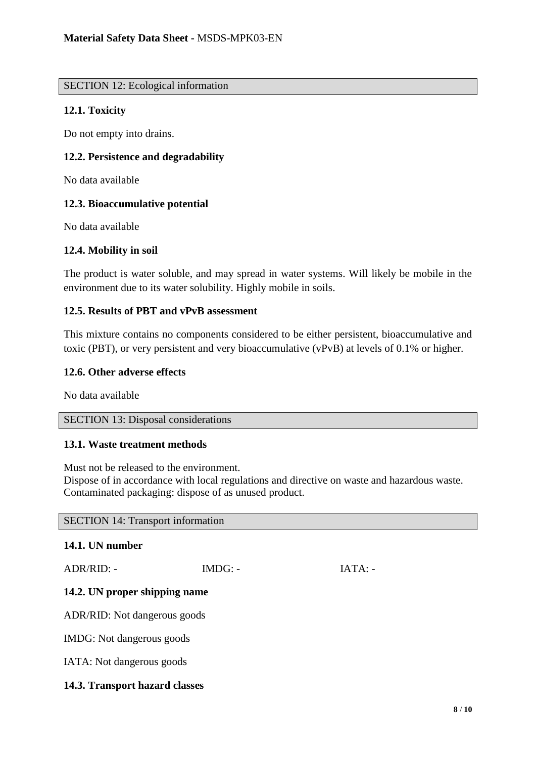## SECTION 12: Ecological information

### 12.1. Toxicity

Do not empty into drains.

### 12.2. Persistence and degradability

No data available

### 12.3. Bioaccumulative potential

No data available

### 12.4. Mobility in soil

The product is water soluble, and may spread in water systems. Will likely be mobile in the environment due to its water solubility. Highly mobile in soils.

### 12.5. Results of PBT and vPvB assessment

This mixture contains no components considered to be either persistent, bioaccumulative and toxic (PBT), or very persistent and very bioaccumulative (vPvB) at levels of 0.1% or higher.

### 12.6. Other adverse effects

No data available

## SECTION 13: Disposal considerations

### 13.1. Waste treatment methods

Must not be released to the environment.
Dispose of in accordance with local regulations and directive on waste and hazardous waste.
Contaminated packaging: dispose of as unused product.

## SECTION 14: Transport information

### 14.1. UN number

ADR/RID: - IMDG: - IATA: -

### 14.2. UN proper shipping name

ADR/RID: Not dangerous goods

IMDG: Not dangerous goods

IATA: Not dangerous goods

### 14.3. Transport hazard classes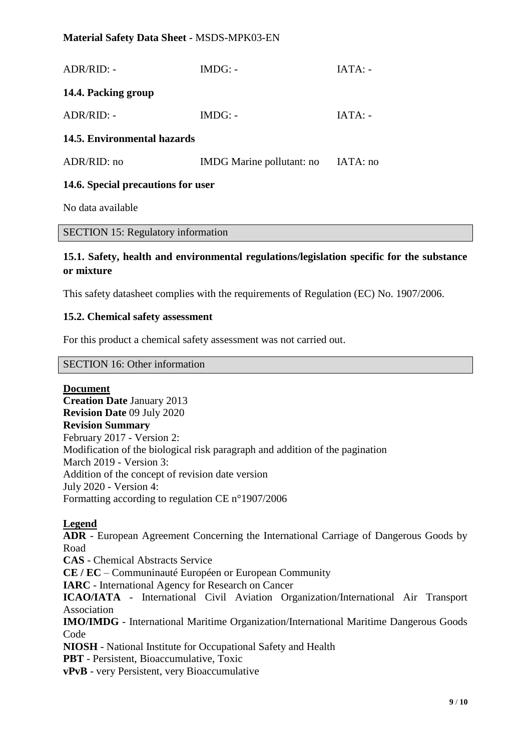| ADR/RID: - | IMDG: - | IATA: - |
|---|---|---|

### 14.4. Packing group

| ADR/RID: - | IMDG: - | IATA: - |
|---|---|---|

### 14.5. Environmental hazards

| ADR/RID: no | IMDG Marine pollutant: no | IATA: no |
|---|---|---|

### 14.6. Special precautions for user

No data available

## SECTION 15: Regulatory information

### 15.1. Safety, health and environmental regulations/legislation specific for the substance or mixture

This safety datasheet complies with the requirements of Regulation (EC) No. 1907/2006.

### 15.2. Chemical safety assessment

For this product a chemical safety assessment was not carried out.

## SECTION 16: Other information

**Document**
**Creation Date** January 2013
**Revision Date** 09 July 2020
**Revision Summary**
February 2017 - Version 2:
Modification of the biological risk paragraph and addition of the pagination
March 2019 - Version 3:
Addition of the concept of revision date version
July 2020 - Version 4:
Formatting according to regulation CE n°1907/2006

**Legend**
**ADR** - European Agreement Concerning the International Carriage of Dangerous Goods by Road
**CAS** - Chemical Abstracts Service
**CE / EC** – Communinauté Européen or European Community
**IARC** - International Agency for Research on Cancer
**ICAO/IATA** - International Civil Aviation Organization/International Air Transport Association
**IMO/IMDG** - International Maritime Organization/International Maritime Dangerous Goods Code
**NIOSH** - National Institute for Occupational Safety and Health
**PBT** - Persistent, Bioaccumulative, Toxic
**vPvB** - very Persistent, very Bioaccumulative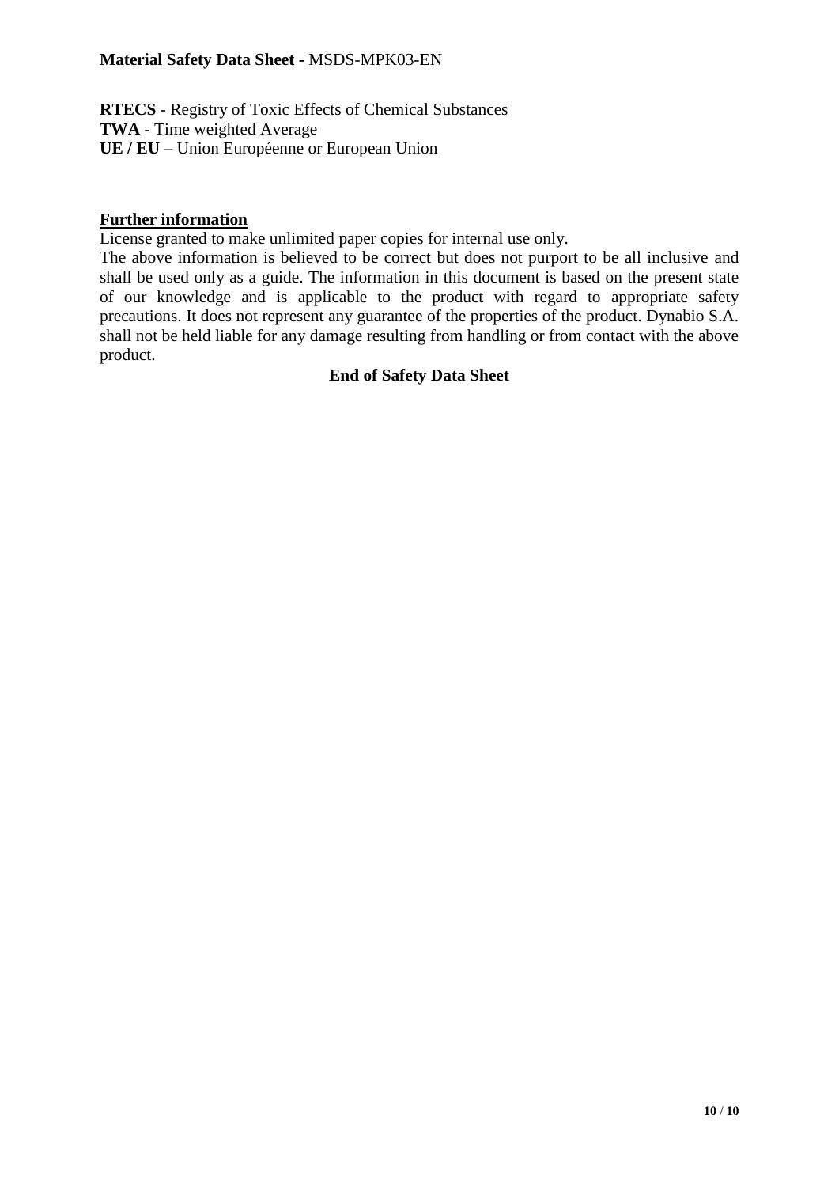**RTECS** - Registry of Toxic Effects of Chemical Substances
**TWA** - Time weighted Average
**UE / EU** – Union Européenne or European Union

## Further information

License granted to make unlimited paper copies for internal use only.
The above information is believed to be correct but does not purport to be all inclusive and shall be used only as a guide. The information in this document is based on the present state of our knowledge and is applicable to the product with regard to appropriate safety precautions. It does not represent any guarantee of the properties of the product. Dynabio S.A. shall not be held liable for any damage resulting from handling or from contact with the above product.

**End of Safety Data Sheet**